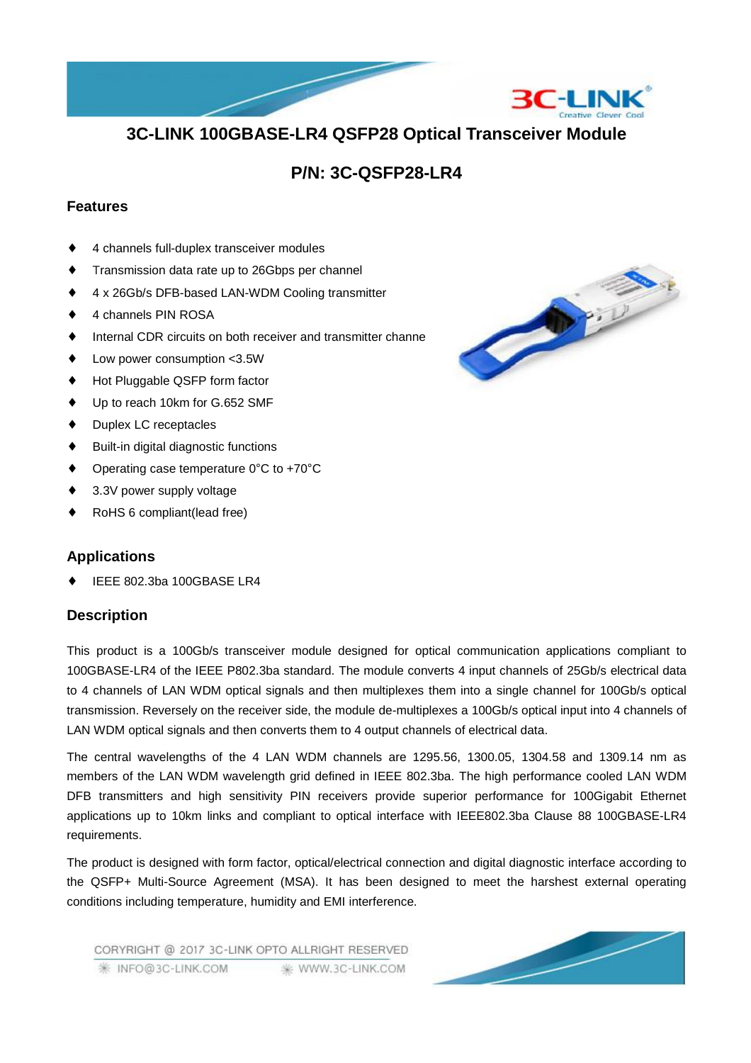# 3C-LINK 100GBASE-LR4 QSFP28 Optical Transceiver Module

## P/N: 3C-QSFP28-LR4

### Features

- 4 channels full-duplex transceiver modules
- Transmission data rate up to 26Gbps per channel
- 4 x 26Gb/s DFB-based LAN-WDM Cooling transmitter
- 4 channels PIN ROSA
- Internal CDR circuits on both receiver and transmitter channe
- Low power consumption <3.5W
- Hot Pluggable QSFP form factor
- Up to reach 10km for G.652 SMF
- Duplex LC receptacles
- Built-in digital diagnostic functions
- Operating case temperature 0°C to +70°C
- 3.3V power supply voltage
- RoHS 6 compliant(lead free)

### Applications

- IEEE 802.3ba 100GBASE LR4

### Description

This product is a 100Gb/s transceiver module designed for optical communication applications compliant to 100GBASE-LR4 of the IEEE P802.3ba standard. The module converts 4 input channels of 25Gb/s electrical data to 4 channels of LAN WDM optical signals and then multiplexes them into a single channel for 100Gb/s optical transmission. Reversely on the receiver side, the module de-multiplexes a 100Gb/s optical input into 4 channels of LAN WDM optical signals and then converts them to 4 output channels of electrical data.

The central wavelengths of the 4 LAN WDM channels are 1295.56, 1300.05, 1304.58 and 1309.14 nm as members of the LAN WDM wavelength grid defined in IEEE 802.3ba. The high performance cooled LAN WDM DFB transmitters and high sensitivity PIN receivers provide superior performance for 100Gigabit Ethernet applications up to 10km links and compliant to optical interface with IEEE802.3ba Clause 88 100GBASE-LR4 requirements.

The product is designed with form factor, optical/electrical connection and digital diagnostic interface according to the QSFP+ Multi-Source Agreement (MSA). It has been designed to meet the harshest external operating conditions including temperature, humidity and EMI interference.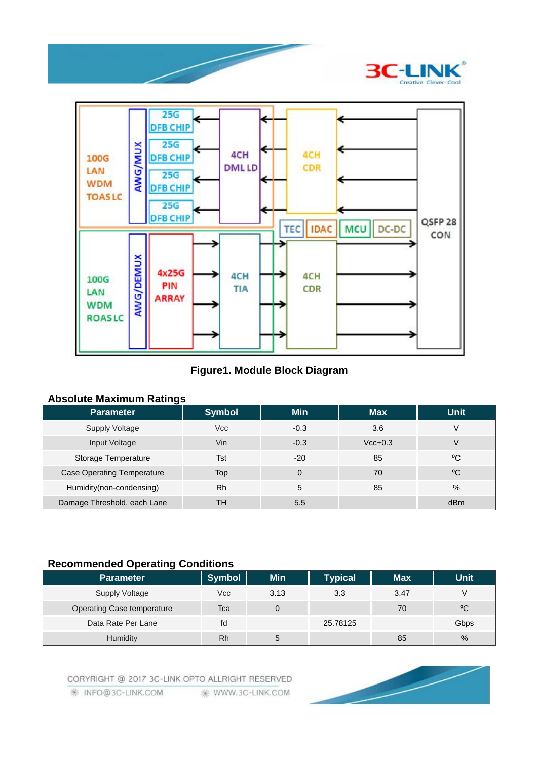**Figure1. Module Block Diagram**

### Absolute Maximum Ratings

| Parameter | Symbol | Min | Max | Unit |
|---|---|---|---|---|
| Supply Voltage | Vcc | -0.3 | 3.6 | V |
| Input Voltage | Vin | -0.3 | Vcc+0.3 | V |
| Storage Temperature | Tst | -20 | 85 | ºC |
| Case Operating Temperature | Top | 0 | 70 | ºC |
| Humidity(non-condensing) | Rh | 5 | 85 | % |
| Damage Threshold, each Lane | TH | 5.5 | | dBm |

### Recommended Operating Conditions

| Parameter | Symbol | Min | Typical | Max | Unit |
|---|---|---|---|---|---|
| Supply Voltage | Vcc | 3.13 | 3.3 | 3.47 | V |
| Operating Case temperature | Tca | 0 | | 70 | ºC |
| Data Rate Per Lane | fd | | 25.78125 | | Gbps |
| Humidity | Rh | 5 | | 85 | % |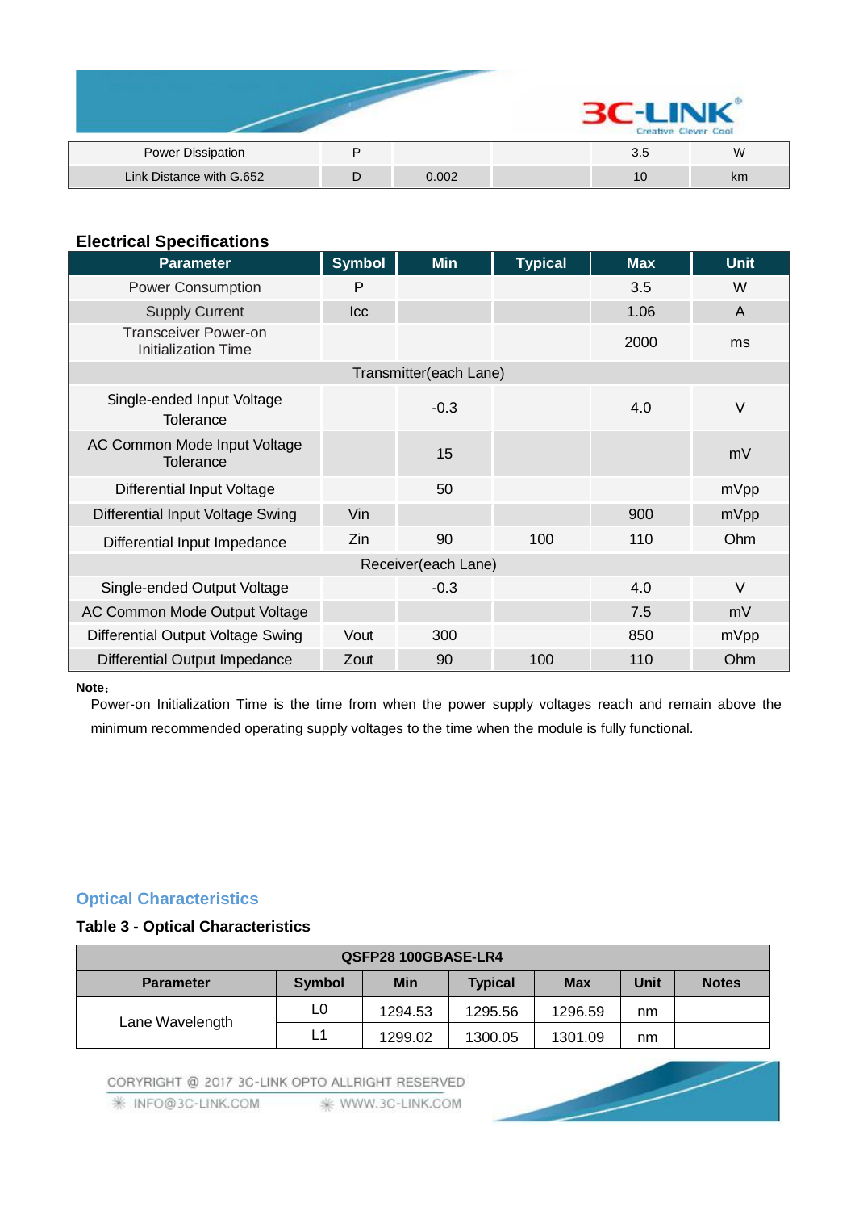| Power Dissipation | P | | | 3.5 | W |
|---|---|---|---|---|---|
| Link Distance with G.652 | D | 0.002 | | 10 | km |

### Electrical Specifications

| Parameter | Symbol | Min | Typical | Max | Unit |
|---|---|---|---|---|---|
| Power Consumption | P | | | 3.5 | W |
| Supply Current | Icc | | | 1.06 | A |
| Transceiver Power-on Initialization Time | | | | 2000 | ms |
| Transmitter(each Lane) | | | | | |
| Single-ended Input Voltage Tolerance | | -0.3 | | 4.0 | V |
| AC Common Mode Input Voltage Tolerance | | 15 | | | mV |
| Differential Input Voltage | | 50 | | | mVpp |
| Differential Input Voltage Swing | Vin | | | 900 | mVpp |
| Differential Input Impedance | Zin | 90 | 100 | 110 | Ohm |
| Receiver(each Lane) | | | | | |
| Single-ended Output Voltage | | -0.3 | | 4.0 | V |
| AC Common Mode Output Voltage | | | | 7.5 | mV |
| Differential Output Voltage Swing | Vout | 300 | | 850 | mVpp |
| Differential Output Impedance | Zout | 90 | 100 | 110 | Ohm |

**Note：**

Power-on Initialization Time is the time from when the power supply voltages reach and remain above the minimum recommended operating supply voltages to the time when the module is fully functional.

## Optical Characteristics

**Table 3 - Optical Characteristics**

| QSFP28 100GBASE-LR4 | | | | | | |
|---|---|---|---|---|---|---|
| **Parameter** | **Symbol** | **Min** | **Typical** | **Max** | **Unit** | **Notes** |
| Lane Wavelength | L0 | 1294.53 | 1295.56 | 1296.59 | nm | |
| | L1 | 1299.02 | 1300.05 | 1301.09 | nm | |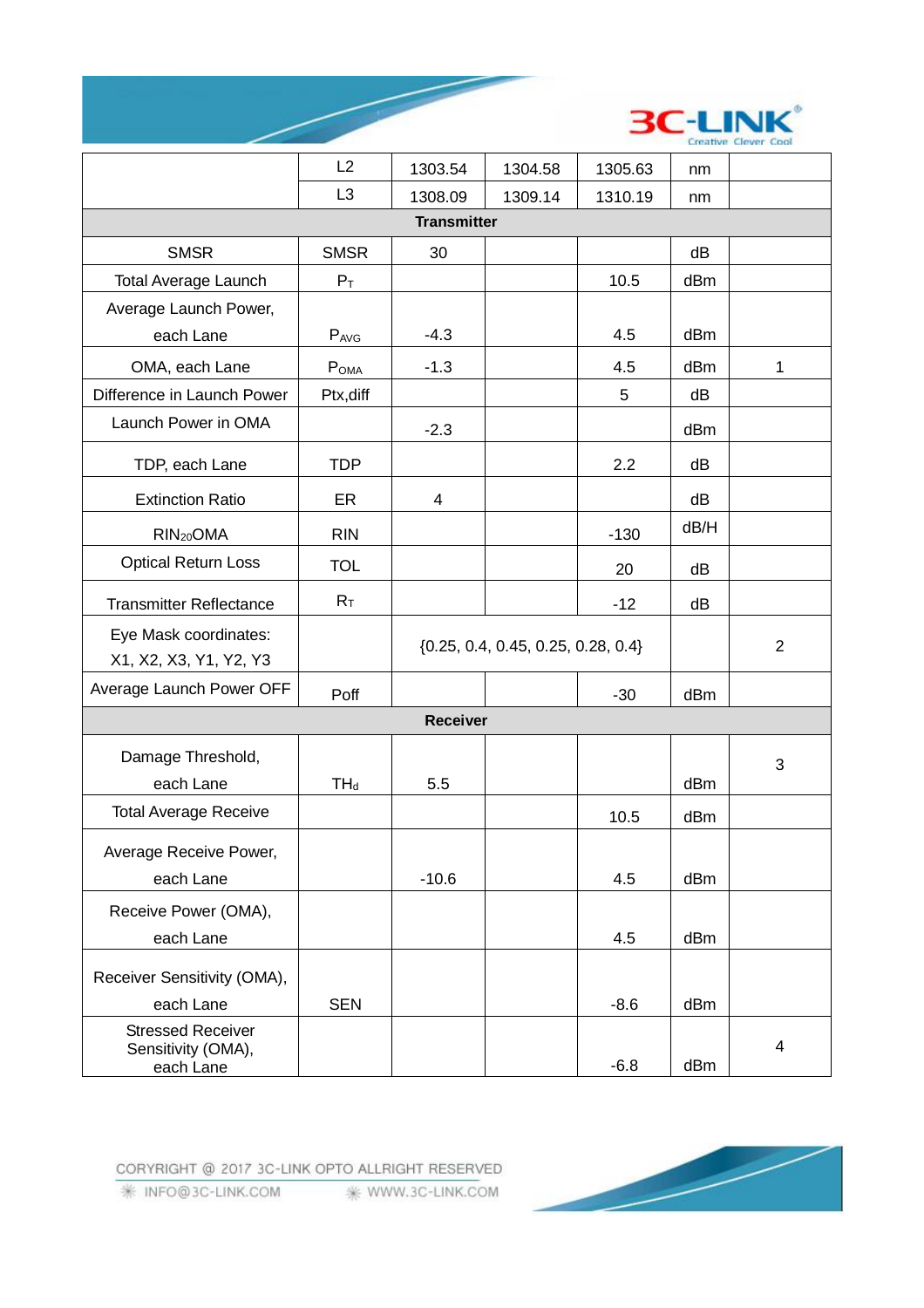| | | | | | | |
|---|---|---|---|---|---|---|
| | L2 | 1303.54 | 1304.58 | 1305.63 | nm | |
| | L3 | 1308.09 | 1309.14 | 1310.19 | nm | |
| **Transmitter** | | | | | | |
| SMSR | SMSR | 30 | | | dB | |
| Total Average Launch | $P_T$ | | | 10.5 | dBm | |
| Average Launch Power, each Lane | $P_{AVG}$ | -4.3 | | 4.5 | dBm | |
| OMA, each Lane | $P_{OMA}$ | -1.3 | | 4.5 | dBm | 1 |
| Difference in Launch Power | Ptx,diff | | | 5 | dB | |
| Launch Power in OMA | | -2.3 | | | dBm | |
| TDP, each Lane | TDP | | | 2.2 | dB | |
| Extinction Ratio | ER | 4 | | | dB | |
| $RIN_{20}OMA$ | RIN | | | -130 | dB/H | |
| Optical Return Loss | TOL | | | 20 | dB | |
| Transmitter Reflectance | $R_T$ | | | -12 | dB | |
| Eye Mask coordinates: X1, X2, X3, Y1, Y2, Y3 | | {0.25, 0.4, 0.45, 0.25, 0.28, 0.4} | | | | 2 |
| Average Launch Power OFF | Poff | | | -30 | dBm | |
| **Receiver** | | | | | | |
| Damage Threshold, each Lane | $TH_d$ | 5.5 | | | dBm | 3 |
| Total Average Receive | | | | 10.5 | dBm | |
| Average Receive Power, each Lane | | -10.6 | | 4.5 | dBm | |
| Receive Power (OMA), each Lane | | | | 4.5 | dBm | |
| Receiver Sensitivity (OMA), each Lane | SEN | | | -8.6 | dBm | |
| Stressed Receiver Sensitivity (OMA), each Lane | | | | -6.8 | dBm | 4 |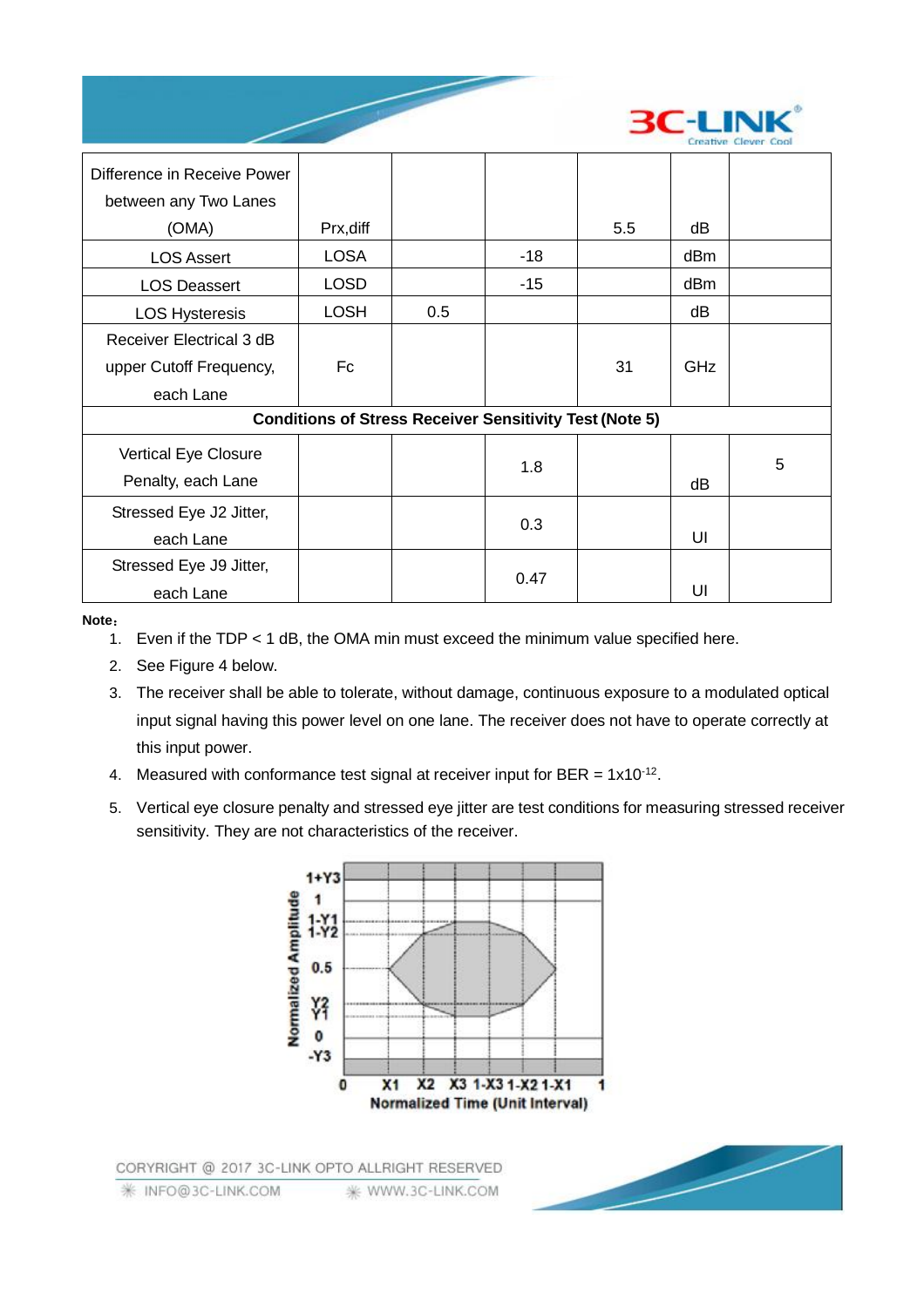| Difference in Receive Power between any Two Lanes (OMA) | Prx,diff | | | 5.5 | dB | |
|---|---|---|---|---|---|---|
| LOS Assert | LOSA | | -18 | | dBm | |
| LOS Deassert | LOSD | | -15 | | dBm | |
| LOS Hysteresis | LOSH | 0.5 | | | dB | |
| Receiver Electrical 3 dB upper Cutoff Frequency, each Lane | Fc | | | 31 | GHz | |
| **Conditions of Stress Receiver Sensitivity Test (Note 5)** | | | | | | |
| Vertical Eye Closure Penalty, each Lane | | | 1.8 | | dB | 5 |
| Stressed Eye J2 Jitter, each Lane | | | 0.3 | | UI | |
| Stressed Eye J9 Jitter, each Lane | | | 0.47 | | UI | |

**Note：**

1. Even if the TDP < 1 dB, the OMA min must exceed the minimum value specified here.
2. See Figure 4 below.
3. The receiver shall be able to tolerate, without damage, continuous exposure to a modulated optical input signal having this power level on one lane. The receiver does not have to operate correctly at this input power.
4. Measured with conformance test signal at receiver input for BER = $1x10^{-12}$.
5. Vertical eye closure penalty and stressed eye jitter are test conditions for measuring stressed receiver sensitivity. They are not characteristics of the receiver.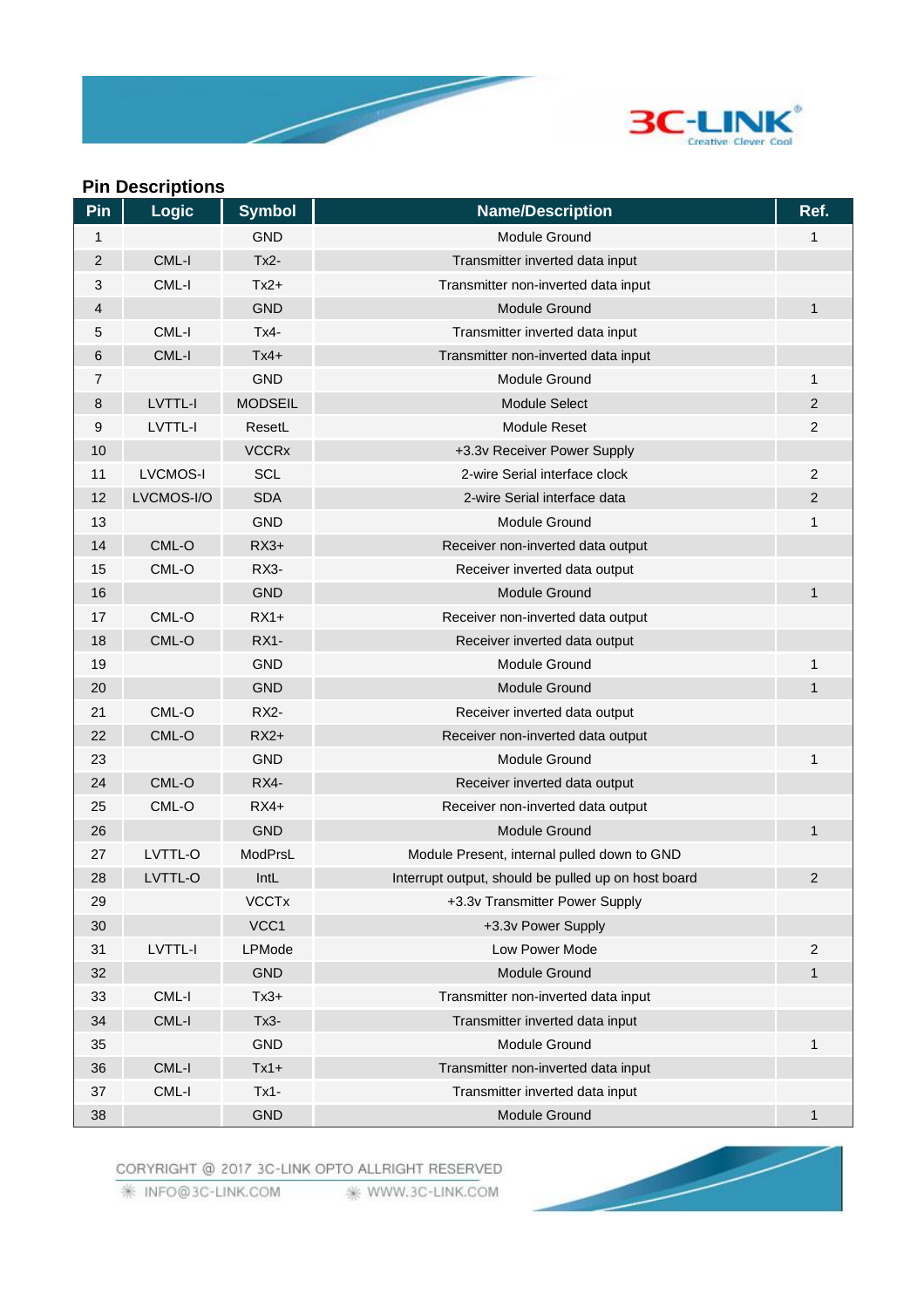## Pin Descriptions

| Pin | Logic | Symbol | Name/Description | Ref. |
|---|---|---|---|---|
| 1 | | GND | Module Ground | 1 |
| 2 | CML-I | Tx2- | Transmitter inverted data input | |
| 3 | CML-I | Tx2+ | Transmitter non-inverted data input | |
| 4 | | GND | Module Ground | 1 |
| 5 | CML-I | Tx4- | Transmitter inverted data input | |
| 6 | CML-I | Tx4+ | Transmitter non-inverted data input | |
| 7 | | GND | Module Ground | 1 |
| 8 | LVTTL-I | MODSEIL | Module Select | 2 |
| 9 | LVTTL-I | ResetL | Module Reset | 2 |
| 10 | | VCCRx | +3.3v Receiver Power Supply | |
| 11 | LVCMOS-I | SCL | 2-wire Serial interface clock | 2 |
| 12 | LVCMOS-I/O | SDA | 2-wire Serial interface data | 2 |
| 13 | | GND | Module Ground | 1 |
| 14 | CML-O | RX3+ | Receiver non-inverted data output | |
| 15 | CML-O | RX3- | Receiver inverted data output | |
| 16 | | GND | Module Ground | 1 |
| 17 | CML-O | RX1+ | Receiver non-inverted data output | |
| 18 | CML-O | RX1- | Receiver inverted data output | |
| 19 | | GND | Module Ground | 1 |
| 20 | | GND | Module Ground | 1 |
| 21 | CML-O | RX2- | Receiver inverted data output | |
| 22 | CML-O | RX2+ | Receiver non-inverted data output | |
| 23 | | GND | Module Ground | 1 |
| 24 | CML-O | RX4- | Receiver inverted data output | |
| 25 | CML-O | RX4+ | Receiver non-inverted data output | |
| 26 | | GND | Module Ground | 1 |
| 27 | LVTTL-O | ModPrsL | Module Present, internal pulled down to GND | |
| 28 | LVTTL-O | IntL | Interrupt output, should be pulled up on host board | 2 |
| 29 | | VCCTx | +3.3v Transmitter Power Supply | |
| 30 | | VCC1 | +3.3v Power Supply | |
| 31 | LVTTL-I | LPMode | Low Power Mode | 2 |
| 32 | | GND | Module Ground | 1 |
| 33 | CML-I | Tx3+ | Transmitter non-inverted data input | |
| 34 | CML-I | Tx3- | Transmitter inverted data input | |
| 35 | | GND | Module Ground | 1 |
| 36 | CML-I | Tx1+ | Transmitter non-inverted data input | |
| 37 | CML-I | Tx1- | Transmitter inverted data input | |
| 38 | | GND | Module Ground | 1 |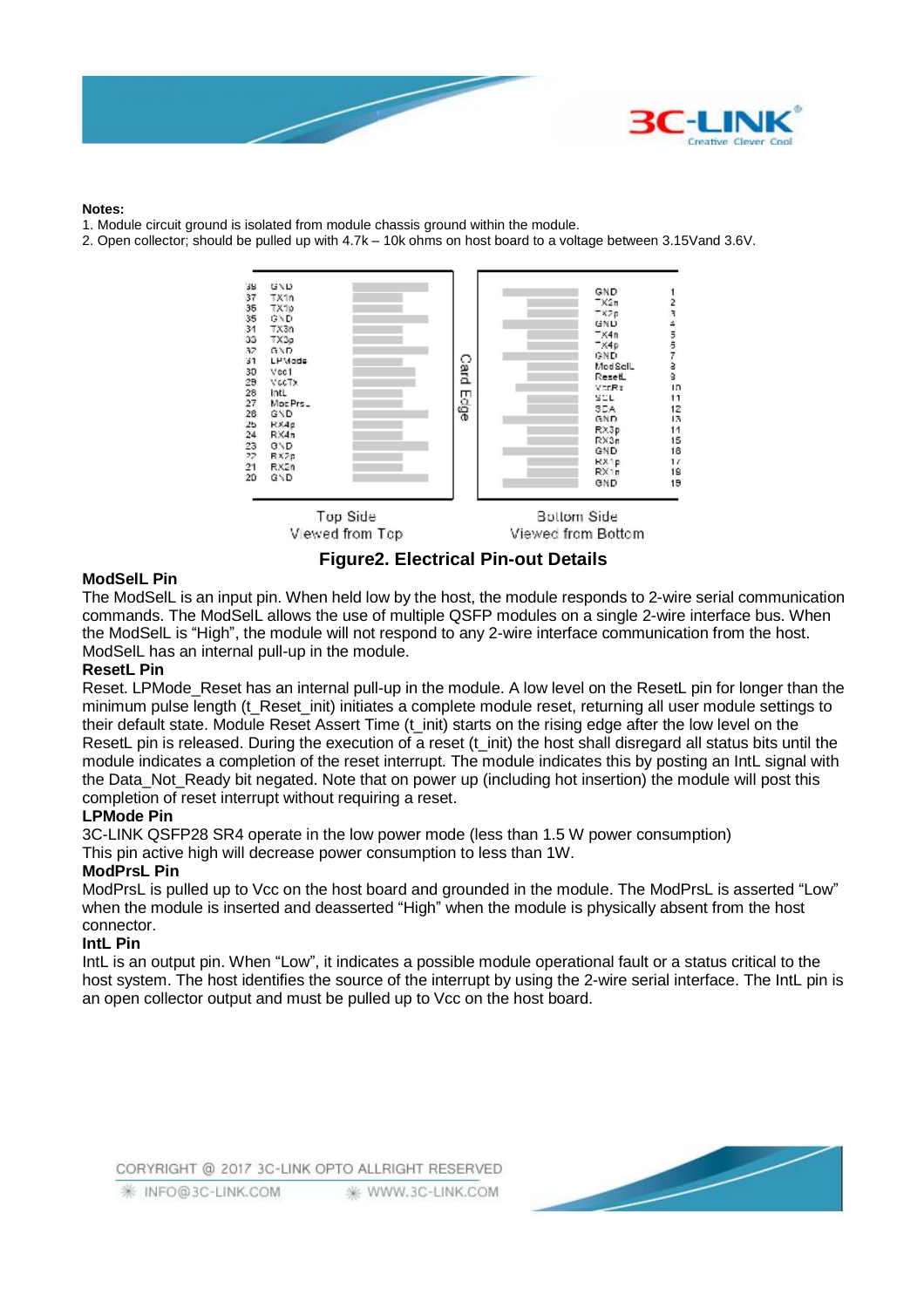**Notes:**

1. Module circuit ground is isolated from module chassis ground within the module.
2. Open collector; should be pulled up with 4.7k – 10k ohms on host board to a voltage between 3.15Vand 3.6V.

| Top Side Pin | Top Side Signal | Bottom Side Signal | Bottom Side Pin |
|---|---|---|---|
| 38 | GND | GND | 1 |
| 37 | TX1n | TX2n | 2 |
| 36 | TX1p | TX2p | 3 |
| 35 | GND | GND | 4 |
| 34 | TX3n | TX4n | 5 |
| 33 | TX3p | TX4p | 6 |
| 32 | GND | GND | 7 |
| 31 | LPMode | ModSelL | 8 |
| 30 | Vcc1 | ResetL | 9 |
| 29 | VccTx | VccRx | 10 |
| 28 | IntL | SCL | 11 |
| 27 | ModPrsL | SDA | 12 |
| 26 | GND | GND | 13 |
| 25 | RX4p | RX3p | 14 |
| 24 | RX4n | RX3n | 15 |
| 23 | GND | GND | 16 |
| 22 | RX2p | RX1p | 17 |
| 21 | RX2n | RX1n | 18 |
| 20 | GND | GND | 19 |

Top Side Viewed from Top — Card Edge — Bottom Side Viewed from Bottom

**Figure2. Electrical Pin-out Details**

### ModSelL Pin

The ModSelL is an input pin. When held low by the host, the module responds to 2-wire serial communication commands. The ModSelL allows the use of multiple QSFP modules on a single 2-wire interface bus. When the ModSelL is "High", the module will not respond to any 2-wire interface communication from the host. ModSelL has an internal pull-up in the module.

### ResetL Pin

Reset. LPMode_Reset has an internal pull-up in the module. A low level on the ResetL pin for longer than the minimum pulse length (t_Reset_init) initiates a complete module reset, returning all user module settings to their default state. Module Reset Assert Time (t_init) starts on the rising edge after the low level on the ResetL pin is released. During the execution of a reset (t_init) the host shall disregard all status bits until the module indicates a completion of the reset interrupt. The module indicates this by posting an IntL signal with the Data_Not_Ready bit negated. Note that on power up (including hot insertion) the module will post this completion of reset interrupt without requiring a reset.

### LPMode Pin

3C-LINK QSFP28 SR4 operate in the low power mode (less than 1.5 W power consumption)
This pin active high will decrease power consumption to less than 1W.

### ModPrsL Pin

ModPrsL is pulled up to Vcc on the host board and grounded in the module. The ModPrsL is asserted "Low" when the module is inserted and deasserted "High" when the module is physically absent from the host connector.

### IntL Pin

IntL is an output pin. When "Low", it indicates a possible module operational fault or a status critical to the host system. The host identifies the source of the interrupt by using the 2-wire serial interface. The IntL pin is an open collector output and must be pulled up to Vcc on the host board.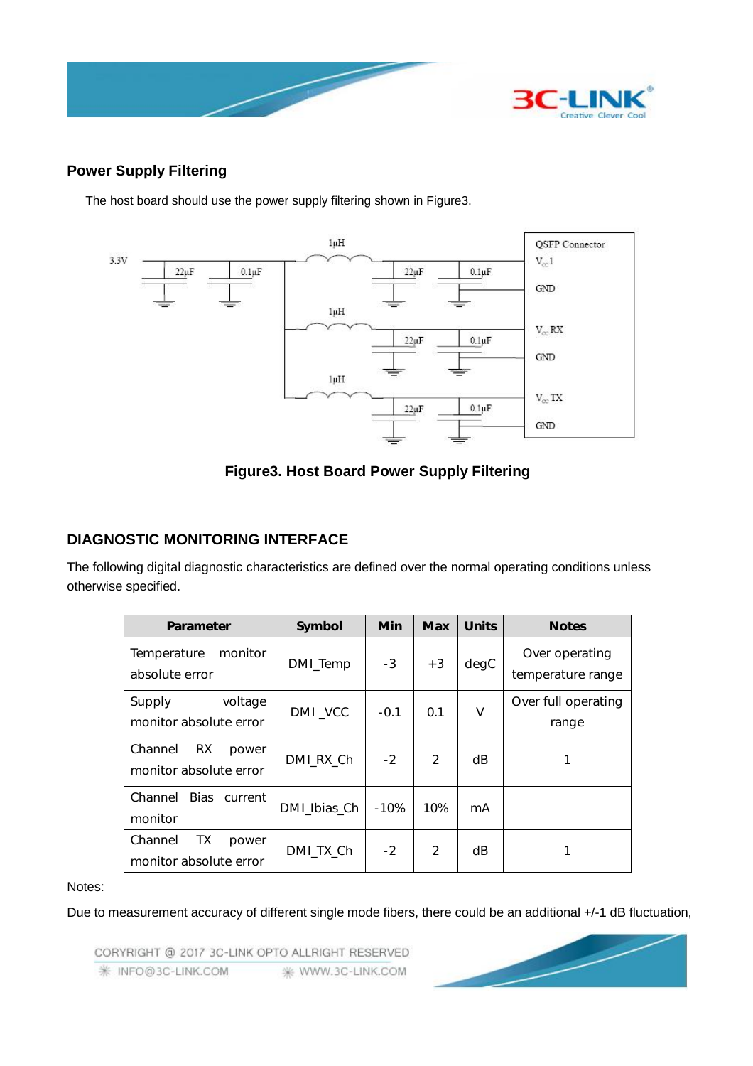## Power Supply Filtering

The host board should use the power supply filtering shown in Figure3.

**Figure3. Host Board Power Supply Filtering**

## DIAGNOSTIC MONITORING INTERFACE

The following digital diagnostic characteristics are defined over the normal operating conditions unless otherwise specified.

| Parameter | Symbol | Min | Max | Units | Notes |
|---|---|---|---|---|---|
| Temperature monitor absolute error | DMI_Temp | -3 | +3 | degC | Over operating temperature range |
| Supply voltage monitor absolute error | DMI _VCC | -0.1 | 0.1 | V | Over full operating range |
| Channel RX power monitor absolute error | DMI_RX_Ch | -2 | 2 | dB | 1 |
| Channel Bias current monitor | DMI_Ibias_Ch | -10% | 10% | mA | |
| Channel TX power monitor absolute error | DMI_TX_Ch | -2 | 2 | dB | 1 |

Notes:

Due to measurement accuracy of different single mode fibers, there could be an additional +/-1 dB fluctuation,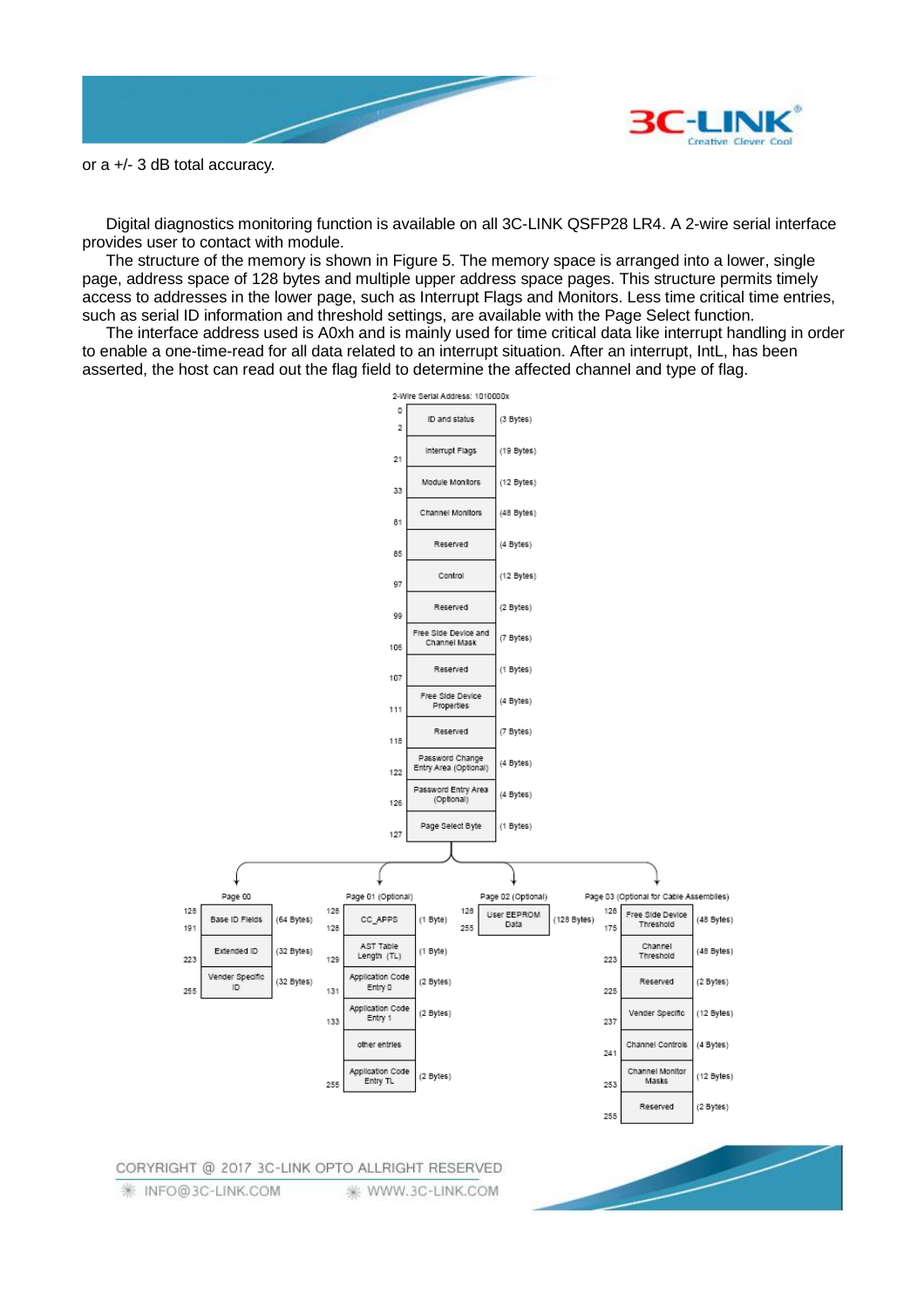or a +/- 3 dB total accuracy.

Digital diagnostics monitoring function is available on all 3C-LINK QSFP28 LR4. A 2-wire serial interface provides user to contact with module.

The structure of the memory is shown in Figure 5. The memory space is arranged into a lower, single page, address space of 128 bytes and multiple upper address space pages. This structure permits timely access to addresses in the lower page, such as Interrupt Flags and Monitors. Less time critical time entries, such as serial ID information and threshold settings, are available with the Page Select function.

The interface address used is A0xh and is mainly used for time critical data like interrupt handling in order to enable a one-time-read for all data related to an interrupt situation. After an interrupt, IntL, has been asserted, the host can read out the flag field to determine the affected channel and type of flag.

2-Wire Serial Address: 1010000x

| Address | Field | Size |
|---|---|---|
| 0 – 2 | ID and status | (3 Bytes) |
| 21 | Interrupt Flags | (19 Bytes) |
| 33 | Module Monitors | (12 Bytes) |
| 81 | Channel Monitors | (48 Bytes) |
| 85 | Reserved | (4 Bytes) |
| 97 | Control | (12 Bytes) |
| 99 | Reserved | (2 Bytes) |
| 106 | Free Side Device and Channel Mask | (7 Bytes) |
| 107 | Reserved | (1 Bytes) |
| 111 | Free Side Device Properties | (4 Bytes) |
| 118 | Reserved | (7 Bytes) |
| 122 | Password Change Entry Area (Optional) | (4 Bytes) |
| 126 | Password Entry Area (Optional) | (4 Bytes) |
| 127 | Page Select Byte | (1 Bytes) |

**Page 00**

| Address | Field | Size |
|---|---|---|
| 128 – 191 | Base ID Fields | (64 Bytes) |
| 223 | Extended ID | (32 Bytes) |
| 255 | Vender Specific ID | (32 Bytes) |

**Page 01 (Optional)**

| Address | Field | Size |
|---|---|---|
| 128 | CC_APPS | (1 Byte) |
| 128 | AST Table Length (TL) | (1 Byte) |
| 129 | Application Code Entry 0 | (2 Bytes) |
| 131 | Application Code Entry 1 | (2 Bytes) |
| 133 | other entries | |
| 255 | Application Code Entry TL | (2 Bytes) |

**Page 02 (Optional)**

| Address | Field | Size |
|---|---|---|
| 128 – 255 | User EEPROM Data | (128 Bytes) |

**Page 03 (Optional for Cable Assemblies)**

| Address | Field | Size |
|---|---|---|
| 128 – 175 | Free Side Device Threshold | (48 Bytes) |
| 223 | Channel Threshold | (48 Bytes) |
| 225 | Reserved | (2 Bytes) |
| 237 | Vender Specific | (12 Bytes) |
| 241 | Channel Controls | (4 Bytes) |
| 253 | Channel Monitor Masks | (12 Bytes) |
| 255 | Reserved | (2 Bytes) |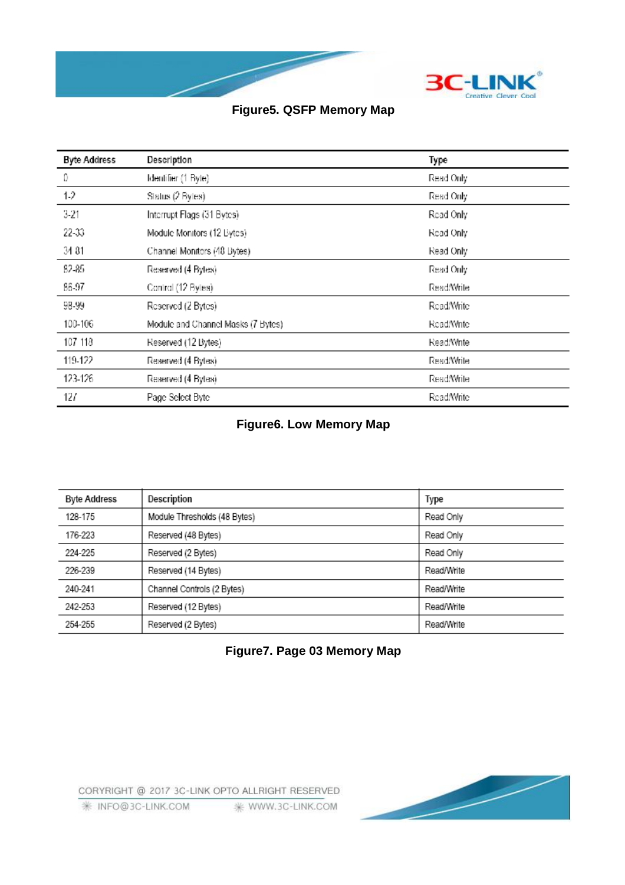**Figure5. QSFP Memory Map**

| Byte Address | Description | Type |
|---|---|---|
| 0 | Identifier (1 Byte) | Read Only |
| 1-2 | Status (2 Bytes) | Read Only |
| 3-21 | Interrupt Flags (31 Bytes) | Read Only |
| 22-33 | Module Monitors (12 Bytes) | Read Only |
| 34-81 | Channel Monitors (48 Bytes) | Read Only |
| 82-85 | Reserved (4 Bytes) | Read Only |
| 86-97 | Control (12 Bytes) | Read/Write |
| 98-99 | Reserved (2 Bytes) | Read/Write |
| 100-106 | Module and Channel Masks (7 Bytes) | Read/Write |
| 107-118 | Reserved (12 Bytes) | Read/Write |
| 119-122 | Reserved (4 Bytes) | Read/Write |
| 123-126 | Reserved (4 Bytes) | Read/Write |
| 127 | Page Select Byte | Read/Write |

**Figure6. Low Memory Map**

| Byte Address | Description | Type |
|---|---|---|
| 128-175 | Module Thresholds (48 Bytes) | Read Only |
| 176-223 | Reserved (48 Bytes) | Read Only |
| 224-225 | Reserved (2 Bytes) | Read Only |
| 226-239 | Reserved (14 Bytes) | Read/Write |
| 240-241 | Channel Controls (2 Bytes) | Read/Write |
| 242-253 | Reserved (12 Bytes) | Read/Write |
| 254-255 | Reserved (2 Bytes) | Read/Write |

**Figure7. Page 03 Memory Map**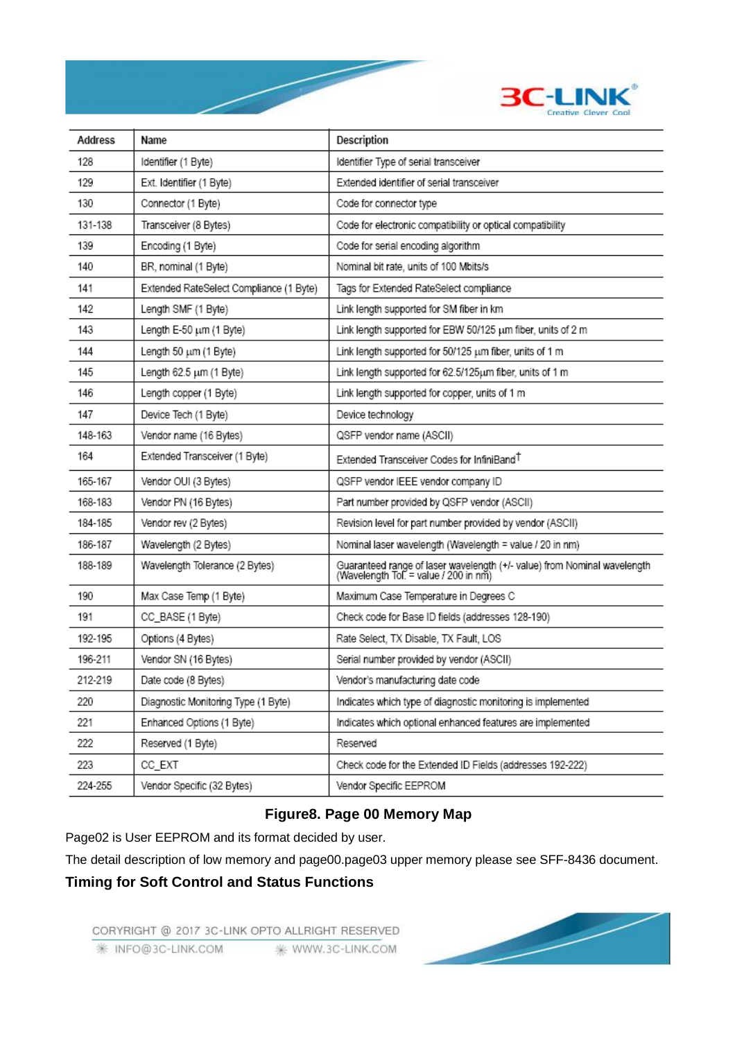| Address | Name | Description |
|---|---|---|
| 128 | Identifier (1 Byte) | Identifier Type of serial transceiver |
| 129 | Ext. Identifier (1 Byte) | Extended identifier of serial transceiver |
| 130 | Connector (1 Byte) | Code for connector type |
| 131-138 | Transceiver (8 Bytes) | Code for electronic compatibility or optical compatibility |
| 139 | Encoding (1 Byte) | Code for serial encoding algorithm |
| 140 | BR, nominal (1 Byte) | Nominal bit rate, units of 100 Mbits/s |
| 141 | Extended RateSelect Compliance (1 Byte) | Tags for Extended RateSelect compliance |
| 142 | Length SMF (1 Byte) | Link length supported for SM fiber in km |
| 143 | Length E-50 μm (1 Byte) | Link length supported for EBW 50/125 μm fiber, units of 2 m |
| 144 | Length 50 μm (1 Byte) | Link length supported for 50/125 μm fiber, units of 1 m |
| 145 | Length 62.5 μm (1 Byte) | Link length supported for 62.5/125μm fiber, units of 1 m |
| 146 | Length copper (1 Byte) | Link length supported for copper, units of 1 m |
| 147 | Device Tech (1 Byte) | Device technology |
| 148-163 | Vendor name (16 Bytes) | QSFP vendor name (ASCII) |
| 164 | Extended Transceiver (1 Byte) | Extended Transceiver Codes for InfiniBand† |
| 165-167 | Vendor OUI (3 Bytes) | QSFP vendor IEEE vendor company ID |
| 168-183 | Vendor PN (16 Bytes) | Part number provided by QSFP vendor (ASCII) |
| 184-185 | Vendor rev (2 Bytes) | Revision level for part number provided by vendor (ASCII) |
| 186-187 | Wavelength (2 Bytes) | Nominal laser wavelength (Wavelength = value / 20 in nm) |
| 188-189 | Wavelength Tolerance (2 Bytes) | Guaranteed range of laser wavelength (+/- value) from Nominal wavelength (Wavelength Tol. = value / 200 in nm) |
| 190 | Max Case Temp (1 Byte) | Maximum Case Temperature in Degrees C |
| 191 | CC_BASE (1 Byte) | Check code for Base ID fields (addresses 128-190) |
| 192-195 | Options (4 Bytes) | Rate Select, TX Disable, TX Fault, LOS |
| 196-211 | Vendor SN (16 Bytes) | Serial number provided by vendor (ASCII) |
| 212-219 | Date code (8 Bytes) | Vendor's manufacturing date code |
| 220 | Diagnostic Monitoring Type (1 Byte) | Indicates which type of diagnostic monitoring is implemented |
| 221 | Enhanced Options (1 Byte) | Indicates which optional enhanced features are implemented |
| 222 | Reserved (1 Byte) | Reserved |
| 223 | CC_EXT | Check code for the Extended ID Fields (addresses 192-222) |
| 224-255 | Vendor Specific (32 Bytes) | Vendor Specific EEPROM |

**Figure8. Page 00 Memory Map**

Page02 is User EEPROM and its format decided by user.

The detail description of low memory and page00.page03 upper memory please see SFF-8436 document.

## Timing for Soft Control and Status Functions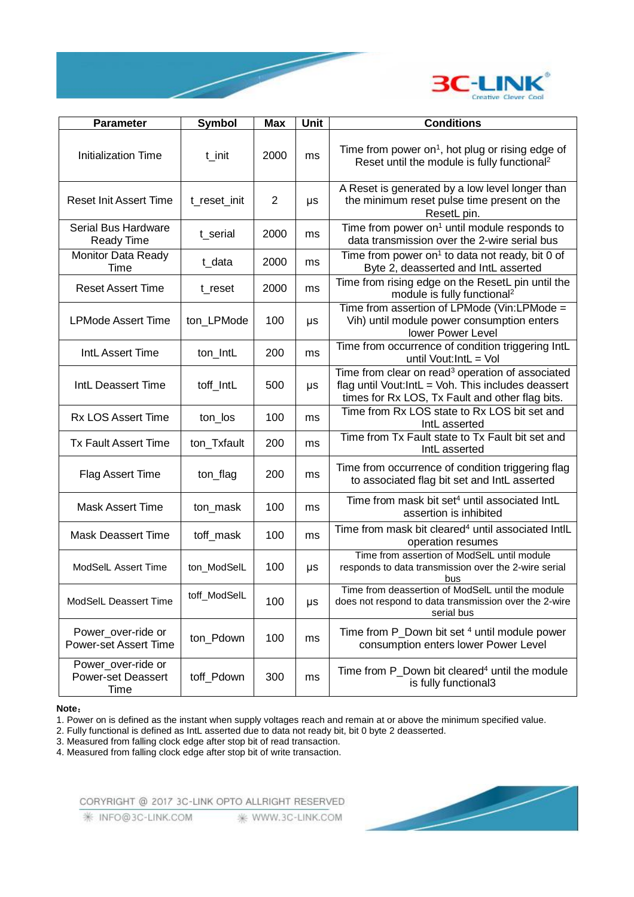| Parameter | Symbol | Max | Unit | Conditions |
|---|---|---|---|---|
| Initialization Time | t_init | 2000 | ms | Time from power on[1], hot plug or rising edge of Reset until the module is fully functional[2] |
| Reset Init Assert Time | t_reset_init | 2 | μs | A Reset is generated by a low level longer than the minimum reset pulse time present on the ResetL pin. |
| Serial Bus Hardware Ready Time | t_serial | 2000 | ms | Time from power on[1] until module responds to data transmission over the 2-wire serial bus |
| Monitor Data Ready Time | t_data | 2000 | ms | Time from power on[1] to data not ready, bit 0 of Byte 2, deasserted and IntL asserted |
| Reset Assert Time | t_reset | 2000 | ms | Time from rising edge on the ResetL pin until the module is fully functional[2] |
| LPMode Assert Time | ton_LPMode | 100 | μs | Time from assertion of LPMode (Vin:LPMode = Vih) until module power consumption enters lower Power Level |
| IntL Assert Time | ton_IntL | 200 | ms | Time from occurrence of condition triggering IntL until Vout:IntL = Vol |
| IntL Deassert Time | toff_IntL | 500 | μs | Time from clear on read[3] operation of associated flag until Vout:IntL = Voh. This includes deassert times for Rx LOS, Tx Fault and other flag bits. |
| Rx LOS Assert Time | ton_los | 100 | ms | Time from Rx LOS state to Rx LOS bit set and IntL asserted |
| Tx Fault Assert Time | ton_Txfault | 200 | ms | Time from Tx Fault state to Tx Fault bit set and IntL asserted |
| Flag Assert Time | ton_flag | 200 | ms | Time from occurrence of condition triggering flag to associated flag bit set and IntL asserted |
| Mask Assert Time | ton_mask | 100 | ms | Time from mask bit set[4] until associated IntL assertion is inhibited |
| Mask Deassert Time | toff_mask | 100 | ms | Time from mask bit cleared[4] until associated IntlL operation resumes |
| ModSelL Assert Time | ton_ModSelL | 100 | μs | Time from assertion of ModSelL until module responds to data transmission over the 2-wire serial bus |
| ModSelL Deassert Time | toff_ModSelL | 100 | μs | Time from deassertion of ModSelL until the module does not respond to data transmission over the 2-wire serial bus |
| Power_over-ride or Power-set Assert Time | ton_Pdown | 100 | ms | Time from P_Down bit set [4] until module power consumption enters lower Power Level |
| Power_over-ride or Power-set Deassert Time | toff_Pdown | 300 | ms | Time from P_Down bit cleared[4] until the module is fully functional3 |

**Note**：

1. Power on is defined as the instant when supply voltages reach and remain at or above the minimum specified value.
2. Fully functional is defined as IntL asserted due to data not ready bit, bit 0 byte 2 deasserted.
3. Measured from falling clock edge after stop bit of read transaction.
4. Measured from falling clock edge after stop bit of write transaction.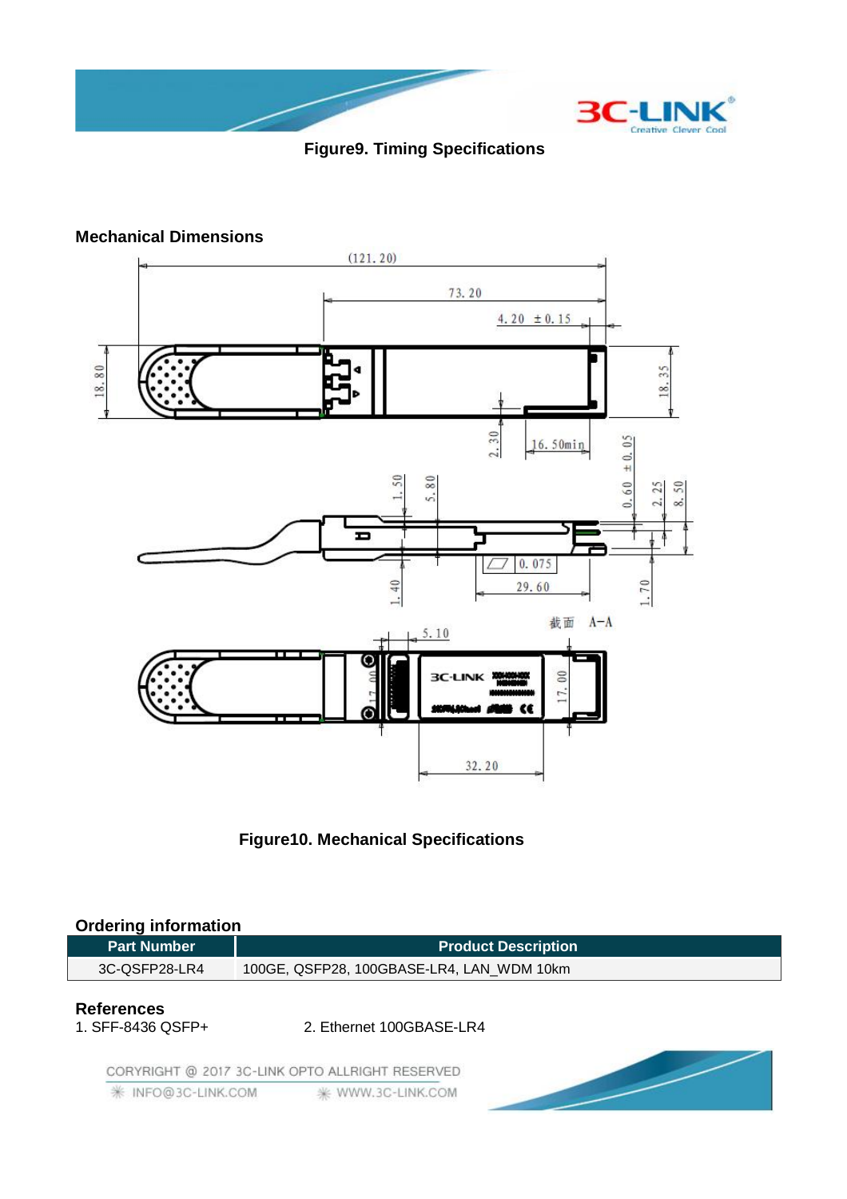**Figure9. Timing Specifications**

## Mechanical Dimensions

**Figure10. Mechanical Specifications**

## Ordering information

| Part Number | Product Description |
|---|---|
| 3C-QSFP28-LR4 | 100GE, QSFP28, 100GBASE-LR4, LAN_WDM 10km |

## References

1. SFF-8436 QSFP+
2. Ethernet 100GBASE-LR4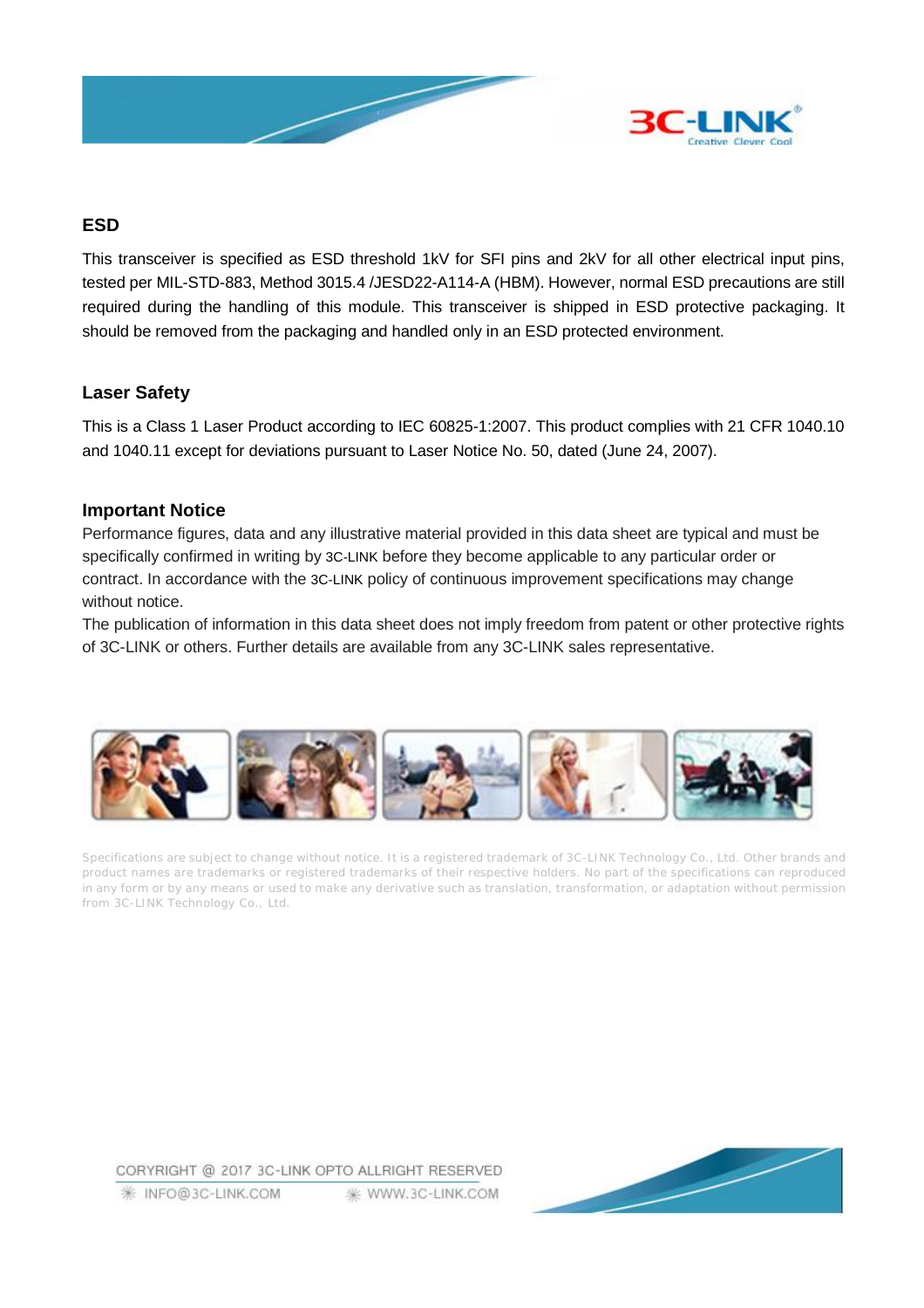## ESD

This transceiver is specified as ESD threshold 1kV for SFI pins and 2kV for all other electrical input pins, tested per MIL-STD-883, Method 3015.4 /JESD22-A114-A (HBM). However, normal ESD precautions are still required during the handling of this module. This transceiver is shipped in ESD protective packaging. It should be removed from the packaging and handled only in an ESD protected environment.

## Laser Safety

This is a Class 1 Laser Product according to IEC 60825-1:2007. This product complies with 21 CFR 1040.10 and 1040.11 except for deviations pursuant to Laser Notice No. 50, dated (June 24, 2007).

## Important Notice

Performance figures, data and any illustrative material provided in this data sheet are typical and must be specifically confirmed in writing by 3C-LINK before they become applicable to any particular order or contract. In accordance with the 3C-LINK policy of continuous improvement specifications may change without notice.

The publication of information in this data sheet does not imply freedom from patent or other protective rights of 3C-LINK or others. Further details are available from any 3C-LINK sales representative.

Specifications are subject to change without notice. It is a registered trademark of 3C-LINK Technology Co., Ltd. Other brands and product names are trademarks or registered trademarks of their respective holders. No part of the specifications can reproduced in any form or by any means or used to make any derivative such as translation, transformation, or adaptation without permission from 3C-LINK Technology Co., Ltd.